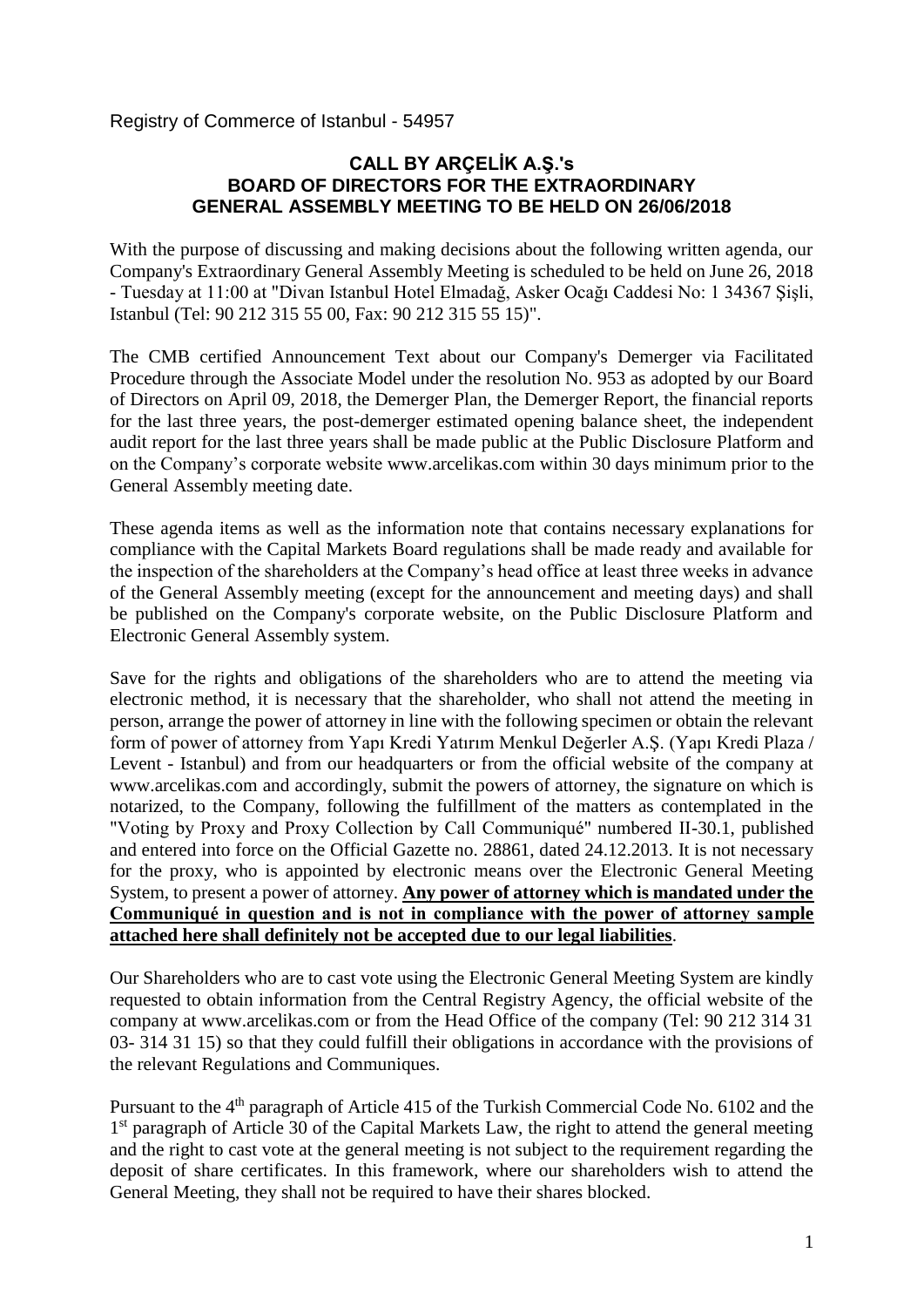Registry of Commerce of Istanbul - 54957

## CALL BY ARÇELİK A.Ş.'s BOARD OF DIRECTORS FOR THE EXTRAORDINARY GENERAL ASSEMBLY MEETING TO BE HELD ON 26/06/2018

With the purpose of discussing and making decisions about the following written agenda, our Company's Extraordinary General Assembly Meeting is scheduled to be held on June 26, 2018 - Tuesday at 11:00 at "Divan Istanbul Hotel Elmadağ, Asker Ocağı Caddesi No: 1 34367 Şişli, Istanbul (Tel: 90 212 315 55 00, Fax: 90 212 315 55 15)".

The CMB certified Announcement Text about our Company's Demerger via Facilitated Procedure through the Associate Model under the resolution No. 953 as adopted by our Board of Directors on April 09, 2018, the Demerger Plan, the Demerger Report, the financial reports for the last three years, the post-demerger estimated opening balance sheet, the independent audit report for the last three years shall be made public at the Public Disclosure Platform and on the Company's corporate website www.arcelikas.com within 30 days minimum prior to the General Assembly meeting date.

These agenda items as well as the information note that contains necessary explanations for compliance with the Capital Markets Board regulations shall be made ready and available for the inspection of the shareholders at the Company's head office at least three weeks in advance of the General Assembly meeting (except for the announcement and meeting days) and shall be published on the Company's corporate website, on the Public Disclosure Platform and Electronic General Assembly system.

Save for the rights and obligations of the shareholders who are to attend the meeting via electronic method, it is necessary that the shareholder, who shall not attend the meeting in person, arrange the power of attorney in line with the following specimen or obtain the relevant form of power of attorney from Yapı Kredi Yatırım Menkul Değerler A.Ş. (Yapı Kredi Plaza / Levent - Istanbul) and from our headquarters or from the official website of the company at www.arcelikas.com and accordingly, submit the powers of attorney, the signature on which is notarized, to the Company, following the fulfillment of the matters as contemplated in the "Voting by Proxy and Proxy Collection by Call Communiqué" numbered II-30.1, published and entered into force on the Official Gazette no. 28861, dated 24.12.2013. It is not necessary for the proxy, who is appointed by electronic means over the Electronic General Meeting System, to present a power of attorney. **Any power of attorney which is mandated under the Communiqué in question and is not in compliance with the power of attorney sample attached here shall definitely not be accepted due to our legal liabilities**.

Our Shareholders who are to cast vote using the Electronic General Meeting System are kindly requested to obtain information from the Central Registry Agency, the official website of the company at www.arcelikas.com or from the Head Office of the company (Tel: 90 212 314 31 03- 314 31 15) so that they could fulfill their obligations in accordance with the provisions of the relevant Regulations and Communiques.

Pursuant to the 4th paragraph of Article 415 of the Turkish Commercial Code No. 6102 and the 1st paragraph of Article 30 of the Capital Markets Law, the right to attend the general meeting and the right to cast vote at the general meeting is not subject to the requirement regarding the deposit of share certificates. In this framework, where our shareholders wish to attend the General Meeting, they shall not be required to have their shares blocked.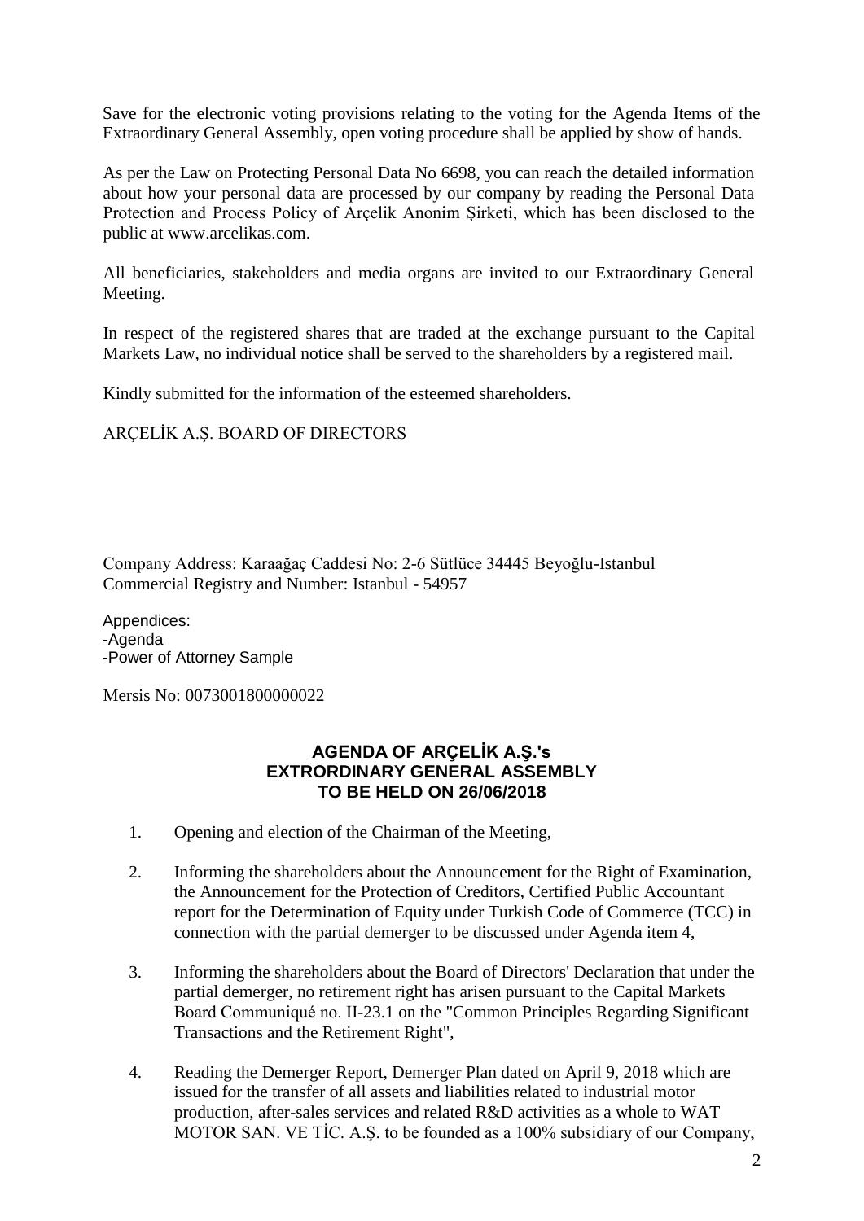Save for the electronic voting provisions relating to the voting for the Agenda Items of the Extraordinary General Assembly, open voting procedure shall be applied by show of hands.

As per the Law on Protecting Personal Data No 6698, you can reach the detailed information about how your personal data are processed by our company by reading the Personal Data Protection and Process Policy of Arçelik Anonim Şirketi, which has been disclosed to the public at www.arcelikas.com.

All beneficiaries, stakeholders and media organs are invited to our Extraordinary General Meeting.

In respect of the registered shares that are traded at the exchange pursuant to the Capital Markets Law, no individual notice shall be served to the shareholders by a registered mail.

Kindly submitted for the information of the esteemed shareholders.

ARÇELİK A.Ş. BOARD OF DIRECTORS

Company Address: Karaağaç Caddesi No: 2-6 Sütlüce 34445 Beyoğlu-Istanbul
Commercial Registry and Number: Istanbul - 54957

Appendices:
-Agenda
-Power of Attorney Sample

Mersis No: 0073001800000022

## AGENDA OF ARÇELİK A.Ş.'s EXTRORDINARY GENERAL ASSEMBLY TO BE HELD ON 26/06/2018

1. Opening and election of the Chairman of the Meeting,

2. Informing the shareholders about the Announcement for the Right of Examination, the Announcement for the Protection of Creditors, Certified Public Accountant report for the Determination of Equity under Turkish Code of Commerce (TCC) in connection with the partial demerger to be discussed under Agenda item 4,

3. Informing the shareholders about the Board of Directors' Declaration that under the partial demerger, no retirement right has arisen pursuant to the Capital Markets Board Communiqué no. II-23.1 on the "Common Principles Regarding Significant Transactions and the Retirement Right",

4. Reading the Demerger Report, Demerger Plan dated on April 9, 2018 which are issued for the transfer of all assets and liabilities related to industrial motor production, after-sales services and related R&D activities as a whole to WAT MOTOR SAN. VE TİC. A.Ş. to be founded as a 100% subsidiary of our Company,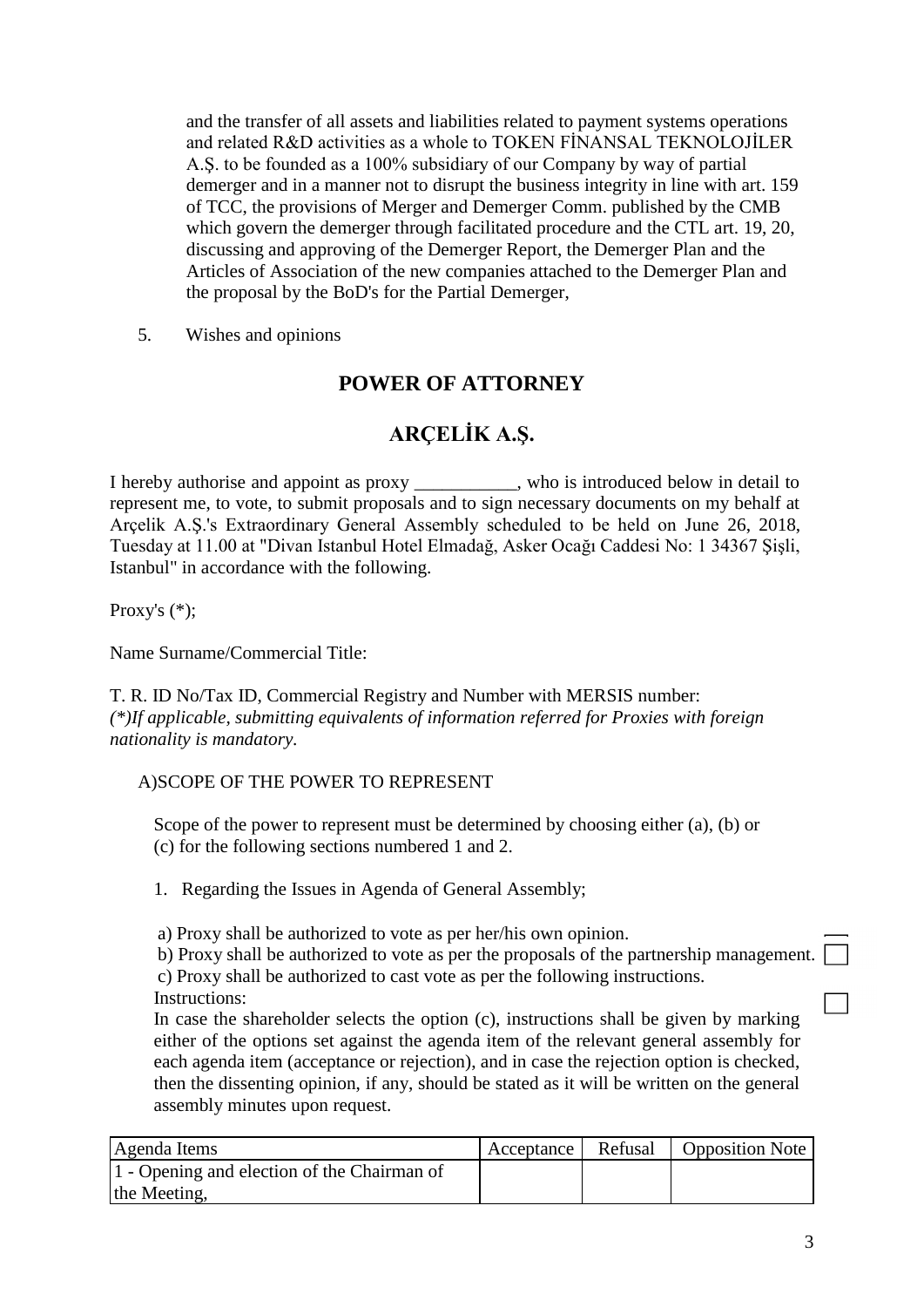and the transfer of all assets and liabilities related to payment systems operations and related R&D activities as a whole to TOKEN FİNANSAL TEKNOLOJİLER A.Ş. to be founded as a 100% subsidiary of our Company by way of partial demerger and in a manner not to disrupt the business integrity in line with art. 159 of TCC, the provisions of Merger and Demerger Comm. published by the CMB which govern the demerger through facilitated procedure and the CTL art. 19, 20, discussing and approving of the Demerger Report, the Demerger Plan and the Articles of Association of the new companies attached to the Demerger Plan and the proposal by the BoD's for the Partial Demerger,

5. Wishes and opinions

## POWER OF ATTORNEY

## ARÇELİK A.Ş.

I hereby authorise and appoint as proxy ___________, who is introduced below in detail to represent me, to vote, to submit proposals and to sign necessary documents on my behalf at Arçelik A.Ş.'s Extraordinary General Assembly scheduled to be held on June 26, 2018, Tuesday at 11.00 at "Divan Istanbul Hotel Elmadağ, Asker Ocağı Caddesi No: 1 34367 Şişli, Istanbul" in accordance with the following.

Proxy's (*);

Name Surname/Commercial Title:

T. R. ID No/Tax ID, Commercial Registry and Number with MERSIS number:
*(*)If applicable, submitting equivalents of information referred for Proxies with foreign nationality is mandatory.*

A)SCOPE OF THE POWER TO REPRESENT

Scope of the power to represent must be determined by choosing either (a), (b) or (c) for the following sections numbered 1 and 2.

1. Regarding the Issues in Agenda of General Assembly;

a) Proxy shall be authorized to vote as per her/his own opinion. ☐
b) Proxy shall be authorized to vote as per the proposals of the partnership management. ☐
c) Proxy shall be authorized to cast vote as per the following instructions. ☐
Instructions:
In case the shareholder selects the option (c), instructions shall be given by marking either of the options set against the agenda item of the relevant general assembly for each agenda item (acceptance or rejection), and in case the rejection option is checked, then the dissenting opinion, if any, should be stated as it will be written on the general assembly minutes upon request.

| Agenda Items | Acceptance | Refusal | Opposition Note |
|---|---|---|---|
| 1 - Opening and election of the Chairman of the Meeting, | | | |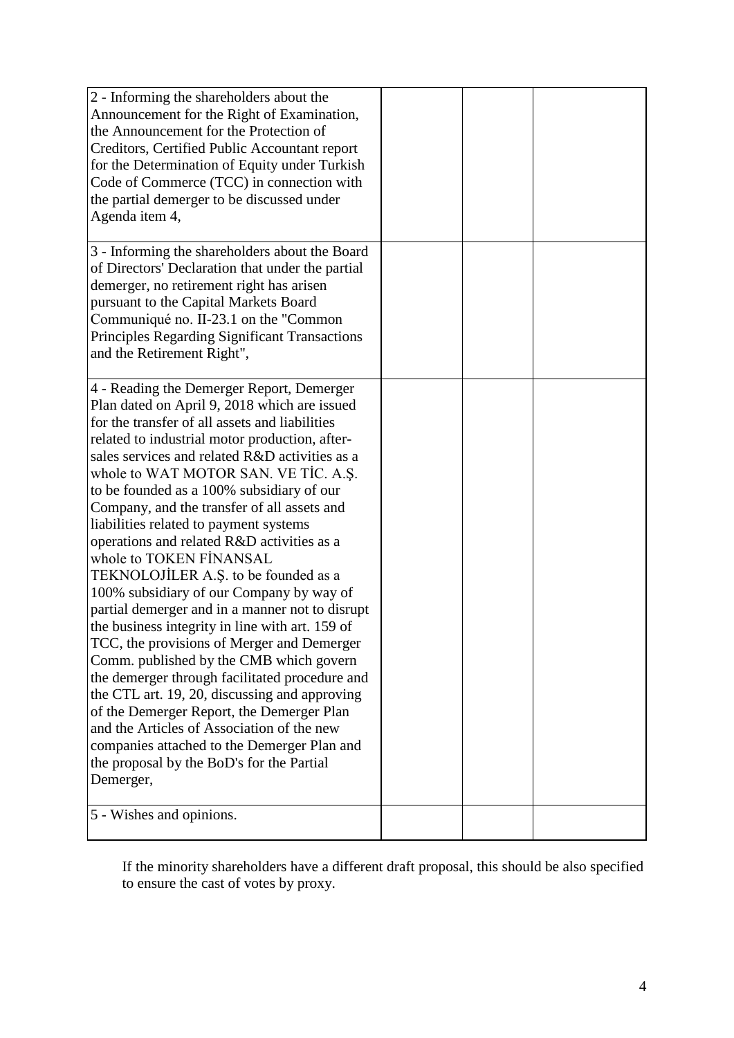| | | | |
|---|---|---|---|
| 2 - Informing the shareholders about the Announcement for the Right of Examination, the Announcement for the Protection of Creditors, Certified Public Accountant report for the Determination of Equity under Turkish Code of Commerce (TCC) in connection with the partial demerger to be discussed under Agenda item 4, | | | |
| 3 - Informing the shareholders about the Board of Directors' Declaration that under the partial demerger, no retirement right has arisen pursuant to the Capital Markets Board Communiqué no. II-23.1 on the "Common Principles Regarding Significant Transactions and the Retirement Right", | | | |
| 4 - Reading the Demerger Report, Demerger Plan dated on April 9, 2018 which are issued for the transfer of all assets and liabilities related to industrial motor production, after-sales services and related R&D activities as a whole to WAT MOTOR SAN. VE TİC. A.Ş. to be founded as a 100% subsidiary of our Company, and the transfer of all assets and liabilities related to payment systems operations and related R&D activities as a whole to TOKEN FİNANSAL TEKNOLOJİLER A.Ş. to be founded as a 100% subsidiary of our Company by way of partial demerger and in a manner not to disrupt the business integrity in line with art. 159 of TCC, the provisions of Merger and Demerger Comm. published by the CMB which govern the demerger through facilitated procedure and the CTL art. 19, 20, discussing and approving of the Demerger Report, the Demerger Plan and the Articles of Association of the new companies attached to the Demerger Plan and the proposal by the BoD's for the Partial Demerger, | | | |
| 5 - Wishes and opinions. | | | |

If the minority shareholders have a different draft proposal, this should be also specified to ensure the cast of votes by proxy.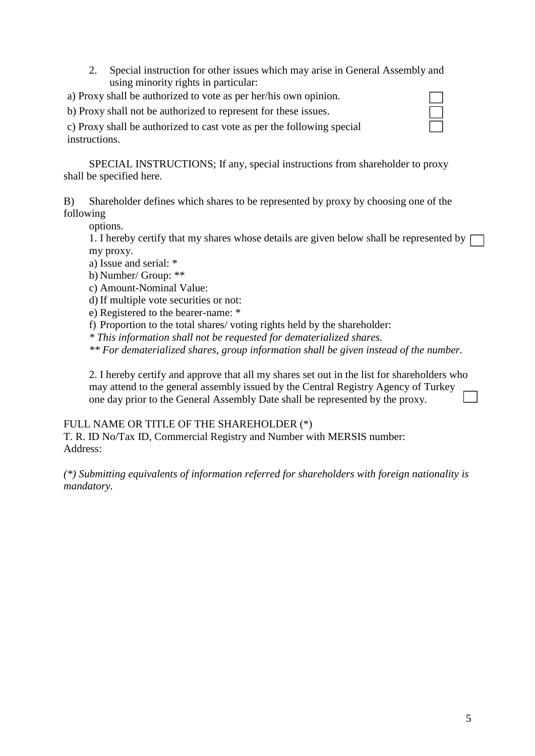2. Special instruction for other issues which may arise in General Assembly and using minority rights in particular:

a) Proxy shall be authorized to vote as per her/his own opinion. ☐

b) Proxy shall not be authorized to represent for these issues. ☐

c) Proxy shall be authorized to cast vote as per the following special instructions. ☐

SPECIAL INSTRUCTIONS; If any, special instructions from shareholder to proxy shall be specified here.

B) Shareholder defines which shares to be represented by proxy by choosing one of the following options.

1. I hereby certify that my shares whose details are given below shall be represented by my proxy. ☐

a) Issue and serial: *

b) Number/ Group: **

c) Amount-Nominal Value:

d) If multiple vote securities or not:

e) Registered to the bearer-name: *

f) Proportion to the total shares/ voting rights held by the shareholder:

*\* This information shall not be requested for dematerialized shares.*

*\*\* For dematerialized shares, group information shall be given instead of the number.*

2. I hereby certify and approve that all my shares set out in the list for shareholders who may attend to the general assembly issued by the Central Registry Agency of Turkey one day prior to the General Assembly Date shall be represented by the proxy. ☐

FULL NAME OR TITLE OF THE SHAREHOLDER (*)
T. R. ID No/Tax ID, Commercial Registry and Number with MERSIS number:
Address:

*(\*) Submitting equivalents of information referred for shareholders with foreign nationality is mandatory.*